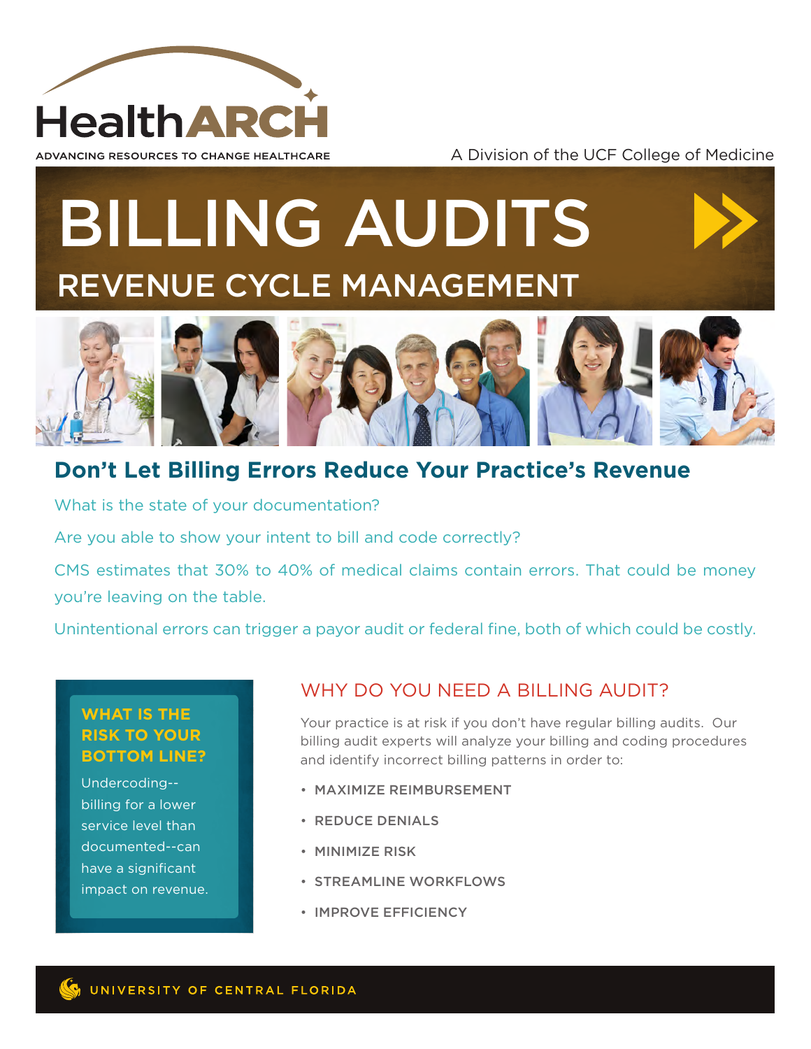HealthARCH

ADVANCING RESOURCES TO CHANGE HEALTHCARE

A Division of the UCF College of Medicine

# BILLING AUDITS

## REVENUE CYCLE MANAGEMENT

## Don't Let Billing Errors Reduce Your Practice's Revenue

What is the state of your documentation?

Are you able to show your intent to bill and code correctly?

CMS estimates that 30% to 40% of medical claims contain errors. That could be money you're leaving on the table.

Unintentional errors can trigger a payor audit or federal fine, both of which could be costly.

### WHAT IS THE RISK TO YOUR BOTTOM LINE?

Undercoding--billing for a lower service level than documented--can have a significant impact on revenue.

### WHY DO YOU NEED A BILLING AUDIT?

Your practice is at risk if you don't have regular billing audits. Our billing audit experts will analyze your billing and coding procedures and identify incorrect billing patterns in order to:

- MAXIMIZE REIMBURSEMENT
- REDUCE DENIALS
- MINIMIZE RISK
- STREAMLINE WORKFLOWS
- IMPROVE EFFICIENCY

UNIVERSITY OF CENTRAL FLORIDA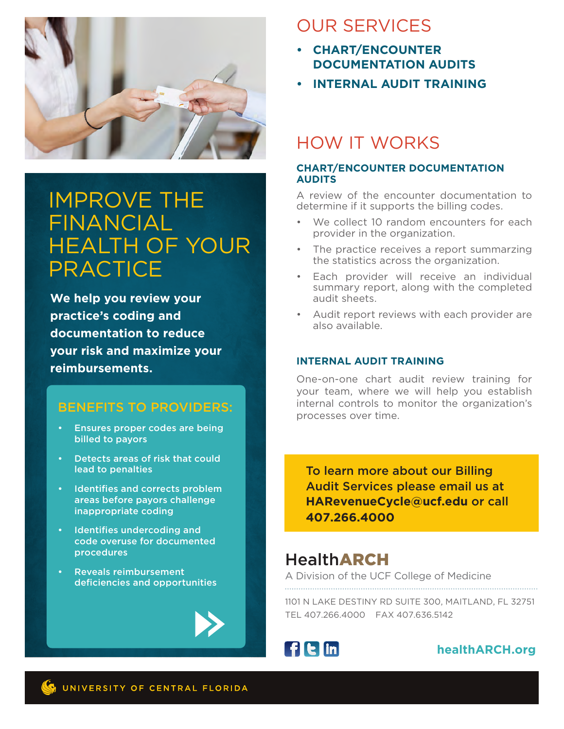# IMPROVE THE FINANCIAL HEALTH OF YOUR PRACTICE

**We help you review your practice's coding and documentation to reduce your risk and maximize your reimbursements.**

## BENEFITS TO PROVIDERS:

- Ensures proper codes are being billed to payors
- Detects areas of risk that could lead to penalties
- Identifies and corrects problem areas before payors challenge inappropriate coding
- Identifies undercoding and code overuse for documented procedures
- Reveals reimbursement deficiencies and opportunities

## OUR SERVICES

- **CHART/ENCOUNTER DOCUMENTATION AUDITS**
- **INTERNAL AUDIT TRAINING**

## HOW IT WORKS

### CHART/ENCOUNTER DOCUMENTATION AUDITS

A review of the encounter documentation to determine if it supports the billing codes.

- We collect 10 random encounters for each provider in the organization.
- The practice receives a report summarzing the statistics across the organization.
- Each provider will receive an individual summary report, along with the completed audit sheets.
- Audit report reviews with each provider are also available.

### INTERNAL AUDIT TRAINING

One-on-one chart audit review training for your team, where we will help you establish internal controls to monitor the organization's processes over time.

**To learn more about our Billing Audit Services please email us at HARevenueCycle@ucf.edu or call 407.266.4000**

**HealthARCH**
A Division of the UCF College of Medicine

1101 N LAKE DESTINY RD SUITE 300, MAITLAND, FL 32751
TEL 407.266.4000 FAX 407.636.5142

**healthARCH.org**

UNIVERSITY OF CENTRAL FLORIDA